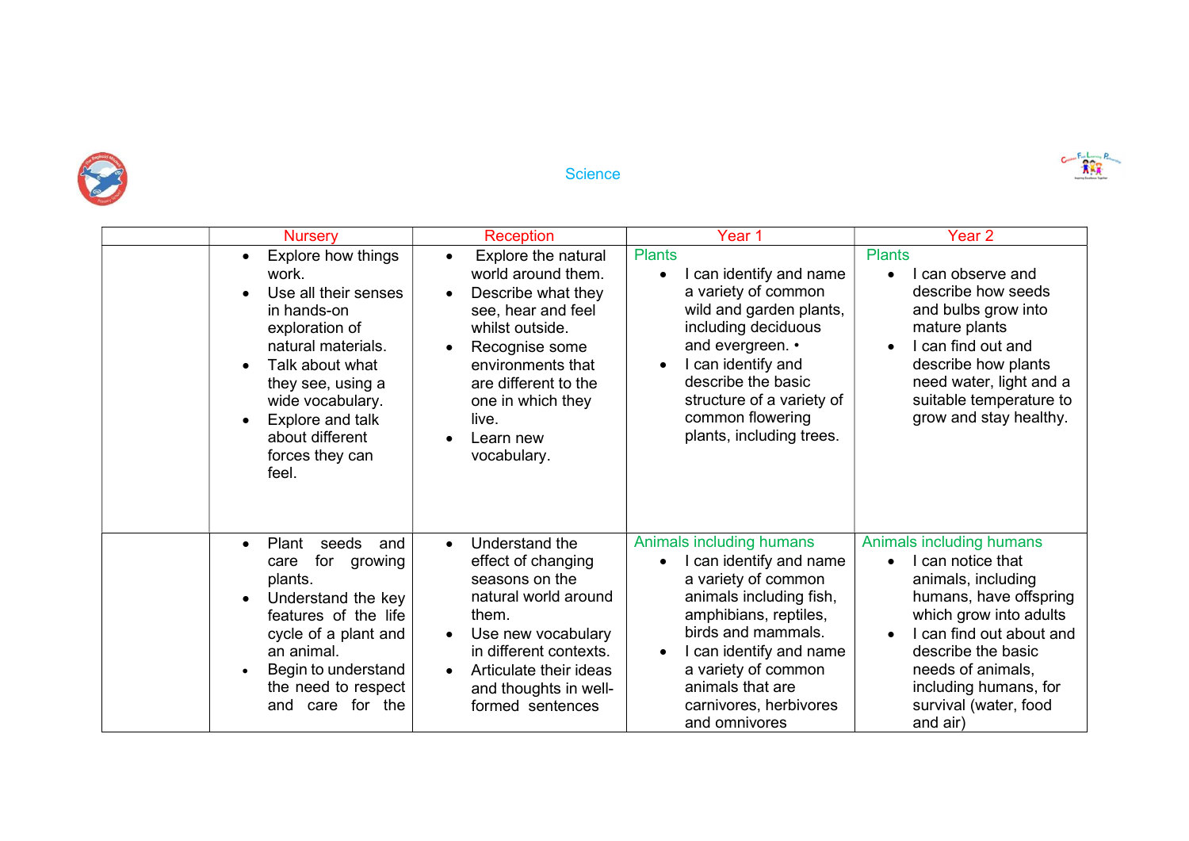# Science

| | Nursery | Reception | Year 1 | Year 2 |
|---|---|---|---|---|
| | • Explore how things work.<br>• Use all their senses in hands-on exploration of natural materials.<br>• Talk about what they see, using a wide vocabulary.<br>• Explore and talk about different forces they can feel. | • Explore the natural world around them.<br>• Describe what they see, hear and feel whilst outside.<br>• Recognise some environments that are different to the one in which they live.<br>• Learn new vocabulary. | Plants<br>• I can identify and name a variety of common wild and garden plants, including deciduous and evergreen. •<br>• I can identify and describe the basic structure of a variety of common flowering plants, including trees. | Plants<br>• I can observe and describe how seeds and bulbs grow into mature plants<br>• I can find out and describe how plants need water, light and a suitable temperature to grow and stay healthy. |
| | • Plant seeds and care for growing plants.<br>• Understand the key features of the life cycle of a plant and an animal.<br>• Begin to understand the need to respect and care for the | • Understand the effect of changing seasons on the natural world around them.<br>• Use new vocabulary in different contexts.<br>• Articulate their ideas and thoughts in well-formed sentences | Animals including humans<br>• I can identify and name a variety of common animals including fish, amphibians, reptiles, birds and mammals.<br>• I can identify and name a variety of common animals that are carnivores, herbivores and omnivores | Animals including humans<br>• I can notice that animals, including humans, have offspring which grow into adults<br>• I can find out about and describe the basic needs of animals, including humans, for survival (water, food and air) |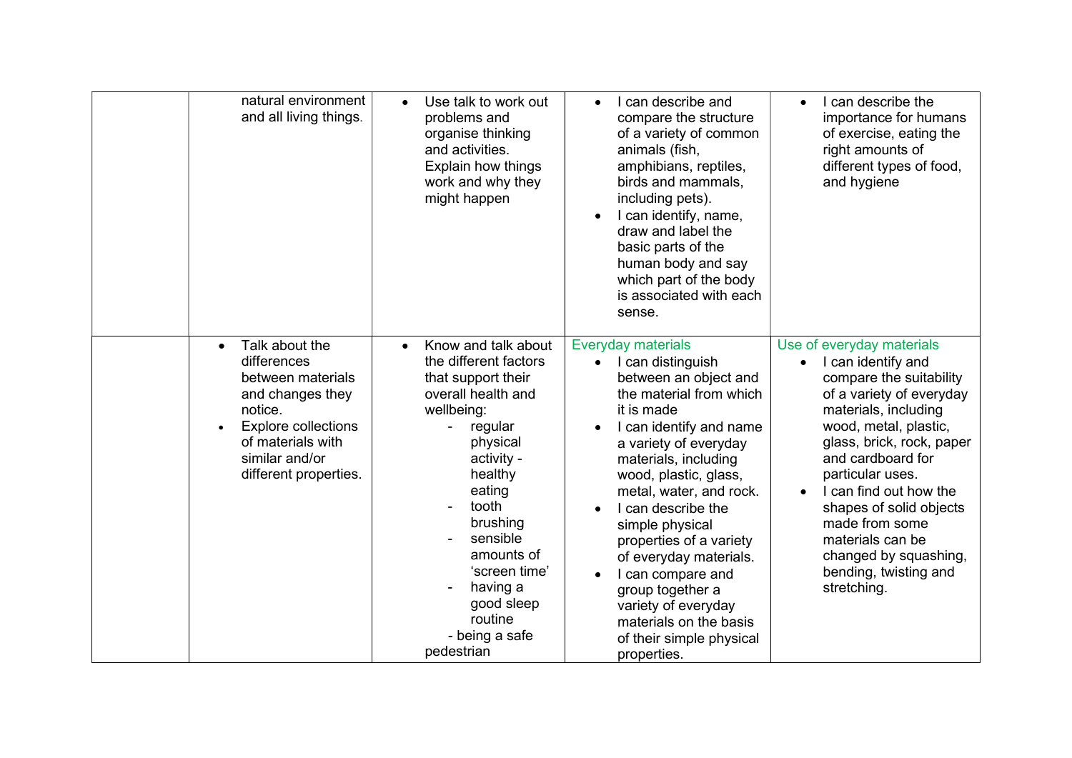| | | | | |
|---|---|---|---|---|
| | natural environment and all living things. | • Use talk to work out problems and organise thinking and activities. Explain how things work and why they might happen | • I can describe and compare the structure of a variety of common animals (fish, amphibians, reptiles, birds and mammals, including pets).<br>• I can identify, name, draw and label the basic parts of the human body and say which part of the body is associated with each sense. | • I can describe the importance for humans of exercise, eating the right amounts of different types of food, and hygiene |
| | • Talk about the differences between materials and changes they notice.<br>• Explore collections of materials with similar and/or different properties. | • Know and talk about the different factors that support their overall health and wellbeing:<br>- regular physical activity - healthy eating<br>- tooth brushing<br>- sensible amounts of 'screen time'<br>- having a good sleep routine<br>- being a safe pedestrian | Everyday materials<br>• I can distinguish between an object and the material from which it is made<br>• I can identify and name a variety of everyday materials, including wood, plastic, glass, metal, water, and rock.<br>• I can describe the simple physical properties of a variety of everyday materials.<br>• I can compare and group together a variety of everyday materials on the basis of their simple physical properties. | Use of everyday materials<br>• I can identify and compare the suitability of a variety of everyday materials, including wood, metal, plastic, glass, brick, rock, paper and cardboard for particular uses.<br>• I can find out how the shapes of solid objects made from some materials can be changed by squashing, bending, twisting and stretching. |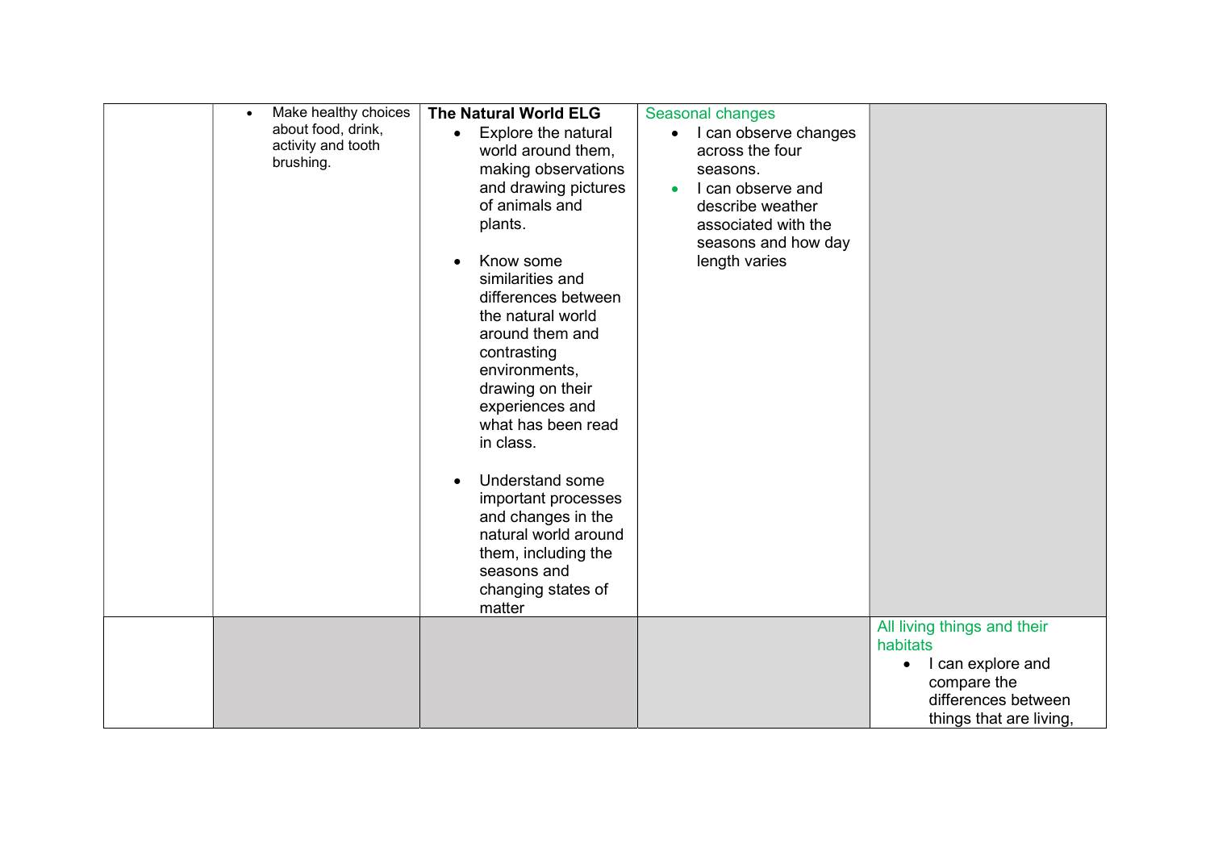| | | | | |
|---|---|---|---|---|
| | • Make healthy choices about food, drink, activity and tooth brushing. | **The Natural World ELG**<br>• Explore the natural world around them, making observations and drawing pictures of animals and plants.<br>• Know some similarities and differences between the natural world around them and contrasting environments, drawing on their experiences and what has been read in class.<br>• Understand some important processes and changes in the natural world around them, including the seasons and changing states of matter | Seasonal changes<br>• I can observe changes across the four seasons.<br>• I can observe and describe weather associated with the seasons and how day length varies | |
| | | | | All living things and their habitats<br>• I can explore and compare the differences between things that are living, |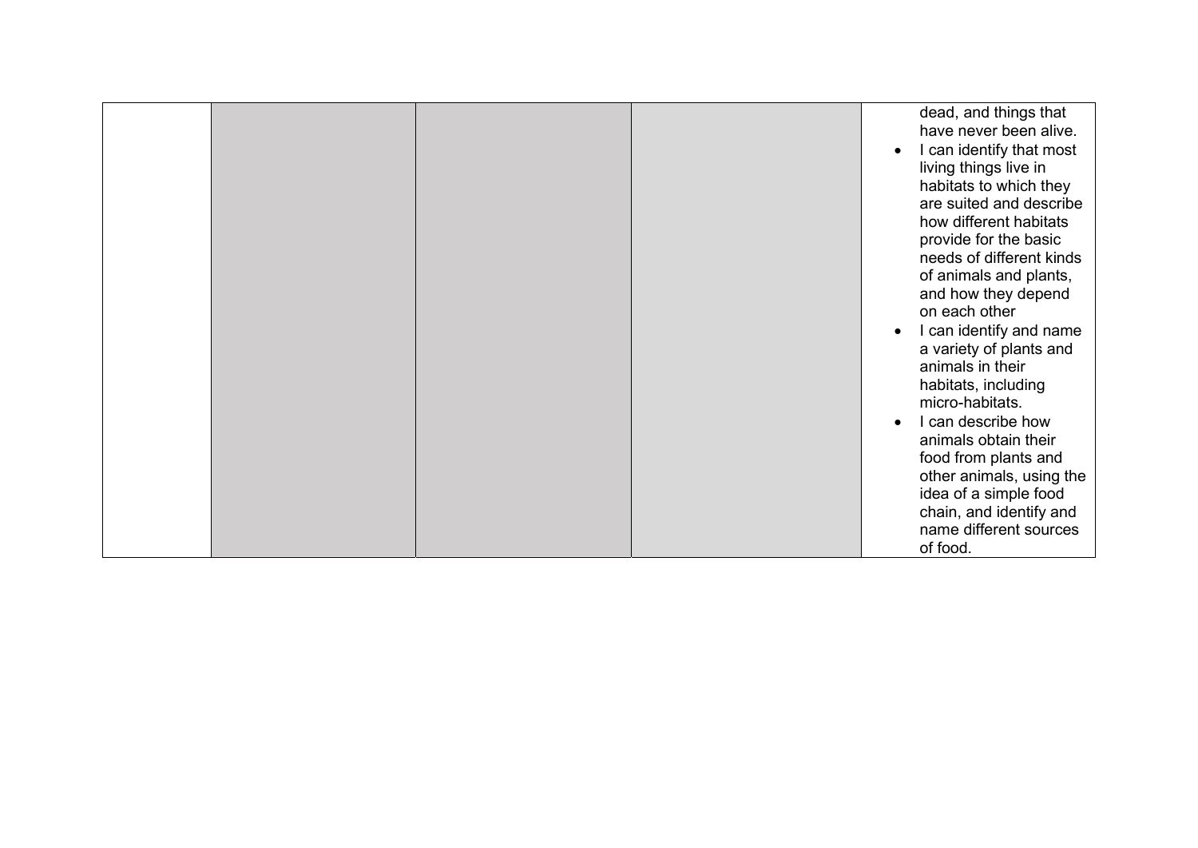| | | | | |
|---|---|---|---|---|
| | | | | dead, and things that have never been alive.<br>• I can identify that most living things live in habitats to which they are suited and describe how different habitats provide for the basic needs of different kinds of animals and plants, and how they depend on each other<br>• I can identify and name a variety of plants and animals in their habitats, including micro-habitats.<br>• I can describe how animals obtain their food from plants and other animals, using the idea of a simple food chain, and identify and name different sources of food. |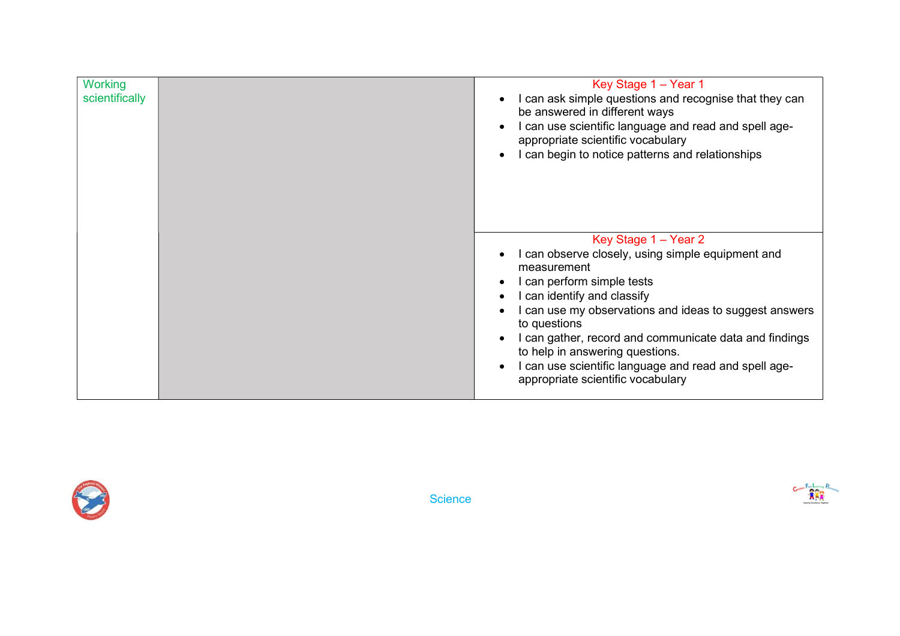| | | |
|---|---|---|
| Working scientifically | | Key Stage 1 – Year 1<br>• I can ask simple questions and recognise that they can be answered in different ways<br>• I can use scientific language and read and spell age-appropriate scientific vocabulary<br>• I can begin to notice patterns and relationships |
| | | Key Stage 1 – Year 2<br>• I can observe closely, using simple equipment and measurement<br>• I can perform simple tests<br>• I can identify and classify<br>• I can use my observations and ideas to suggest answers to questions<br>• I can gather, record and communicate data and findings to help in answering questions.<br>• I can use scientific language and read and spell age-appropriate scientific vocabulary |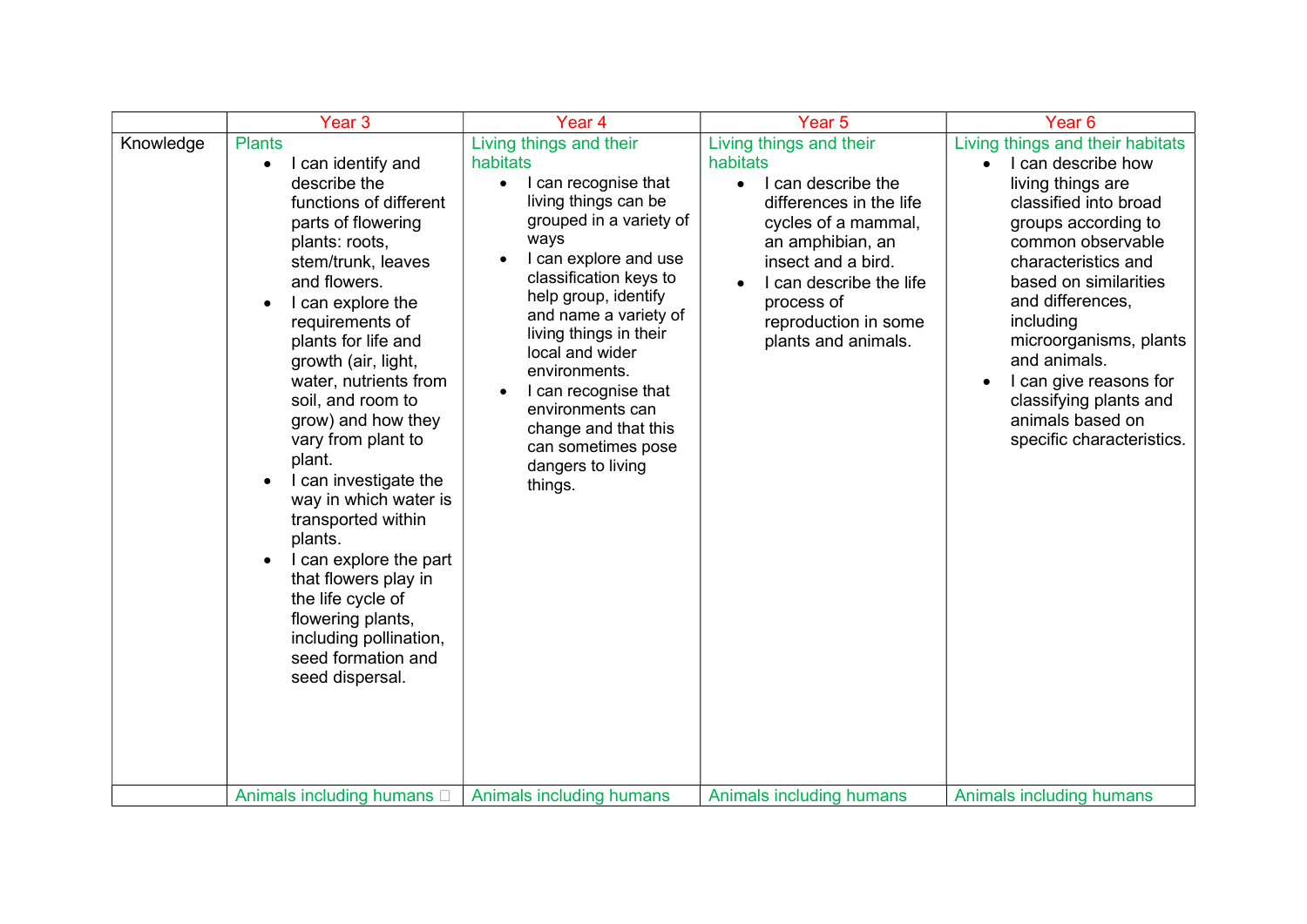| | Year 3 | Year 4 | Year 5 | Year 6 |
|---|---|---|---|---|
| Knowledge | Plants<br>• I can identify and describe the functions of different parts of flowering plants: roots, stem/trunk, leaves and flowers.<br>• I can explore the requirements of plants for life and growth (air, light, water, nutrients from soil, and room to grow) and how they vary from plant to plant.<br>• I can investigate the way in which water is transported within plants.<br>• I can explore the part that flowers play in the life cycle of flowering plants, including pollination, seed formation and seed dispersal. | Living things and their habitats<br>• I can recognise that living things can be grouped in a variety of ways<br>• I can explore and use classification keys to help group, identify and name a variety of living things in their local and wider environments.<br>• I can recognise that environments can change and that this can sometimes pose dangers to living things. | Living things and their habitats<br>• I can describe the differences in the life cycles of a mammal, an amphibian, an insect and a bird.<br>• I can describe the life process of reproduction in some plants and animals. | Living things and their habitats<br>• I can describe how living things are classified into broad groups according to common observable characteristics and based on similarities and differences, including microorganisms, plants and animals.<br>• I can give reasons for classifying plants and animals based on specific characteristics. |
| | Animals including humans | Animals including humans | Animals including humans | Animals including humans |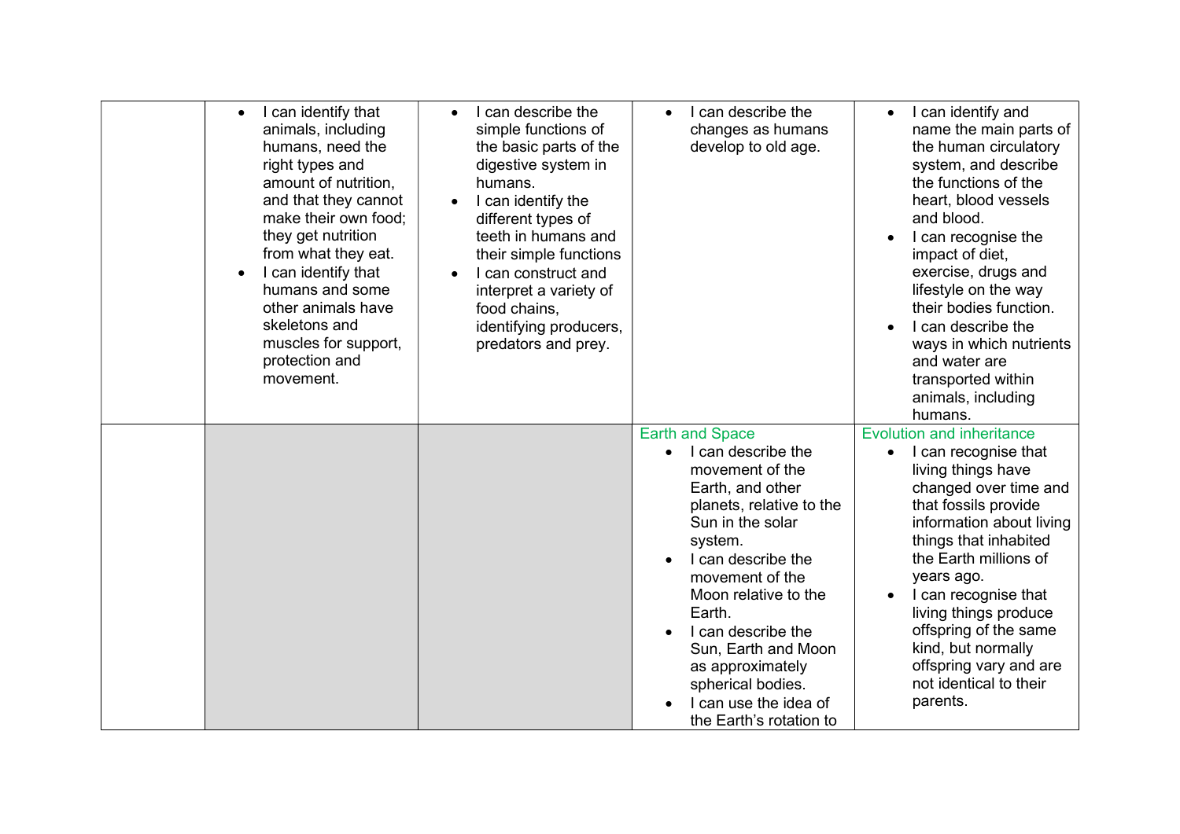| | | | | |
|---|---|---|---|---|
| | • I can identify that animals, including humans, need the right types and amount of nutrition, and that they cannot make their own food; they get nutrition from what they eat.<br>• I can identify that humans and some other animals have skeletons and muscles for support, protection and movement. | • I can describe the simple functions of the basic parts of the digestive system in humans.<br>• I can identify the different types of teeth in humans and their simple functions<br>• I can construct and interpret a variety of food chains, identifying producers, predators and prey. | • I can describe the changes as humans develop to old age. | • I can identify and name the main parts of the human circulatory system, and describe the functions of the heart, blood vessels and blood.<br>• I can recognise the impact of diet, exercise, drugs and lifestyle on the way their bodies function.<br>• I can describe the ways in which nutrients and water are transported within animals, including humans. |
| | | | Earth and Space<br>• I can describe the movement of the Earth, and other planets, relative to the Sun in the solar system.<br>• I can describe the movement of the Moon relative to the Earth.<br>• I can describe the Sun, Earth and Moon as approximately spherical bodies.<br>• I can use the idea of the Earth's rotation to | Evolution and inheritance<br>• I can recognise that living things have changed over time and that fossils provide information about living things that inhabited the Earth millions of years ago.<br>• I can recognise that living things produce offspring of the same kind, but normally offspring vary and are not identical to their parents. |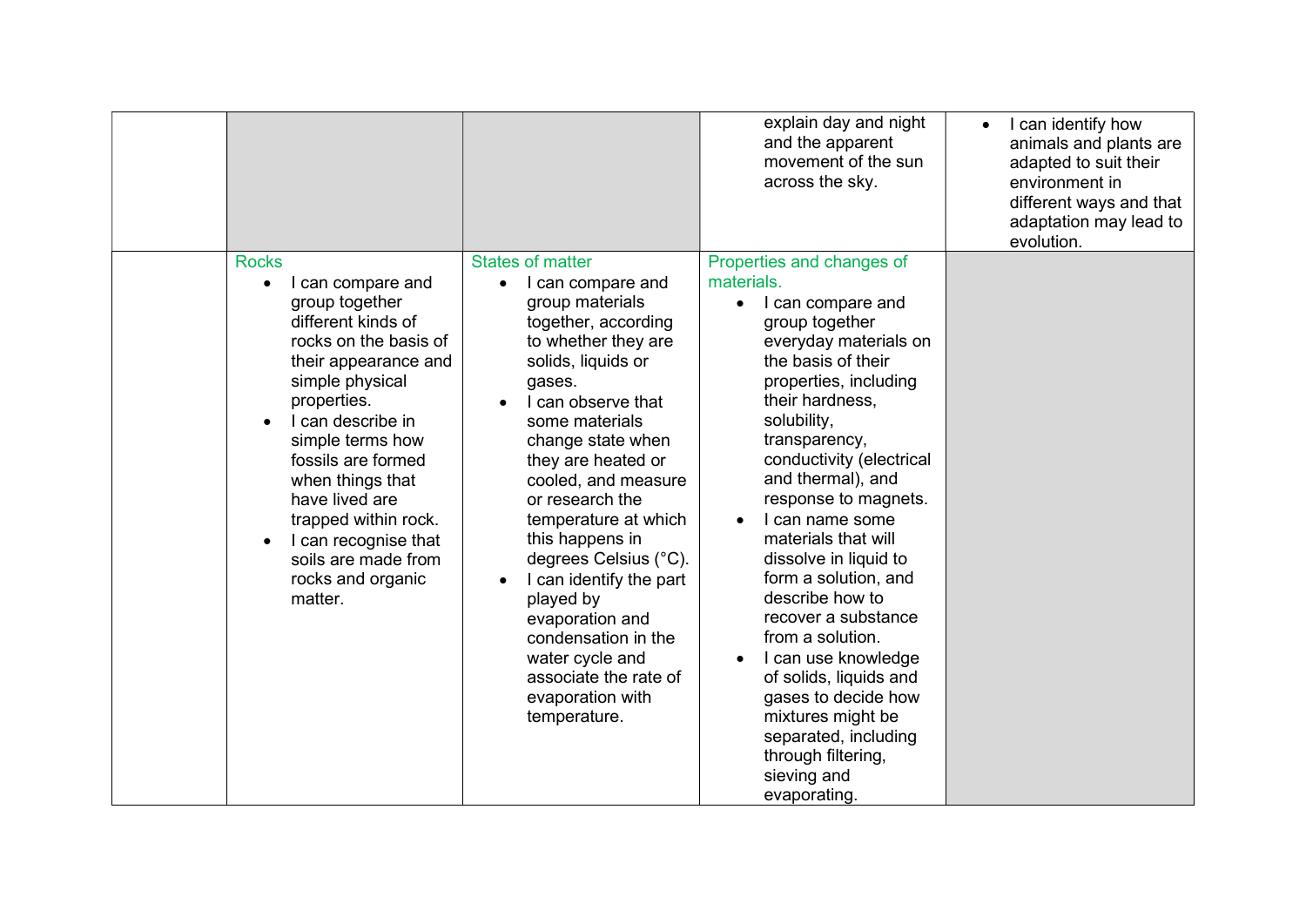|  |  |  |  |  |
| --- | --- | --- | --- | --- |
|  |  |  | explain day and night and the apparent movement of the sun across the sky. | • I can identify how animals and plants are adapted to suit their environment in different ways and that adaptation may lead to evolution. |
|  | Rocks<br>• I can compare and group together different kinds of rocks on the basis of their appearance and simple physical properties.<br>• I can describe in simple terms how fossils are formed when things that have lived are trapped within rock.<br>• I can recognise that soils are made from rocks and organic matter. | States of matter<br>• I can compare and group materials together, according to whether they are solids, liquids or gases.<br>• I can observe that some materials change state when they are heated or cooled, and measure or research the temperature at which this happens in degrees Celsius (°C).<br>• I can identify the part played by evaporation and condensation in the water cycle and associate the rate of evaporation with temperature. | Properties and changes of materials.<br>• I can compare and group together everyday materials on the basis of their properties, including their hardness, solubility, transparency, conductivity (electrical and thermal), and response to magnets.<br>• I can name some materials that will dissolve in liquid to form a solution, and describe how to recover a substance from a solution.<br>• I can use knowledge of solids, liquids and gases to decide how mixtures might be separated, including through filtering, sieving and evaporating. |  |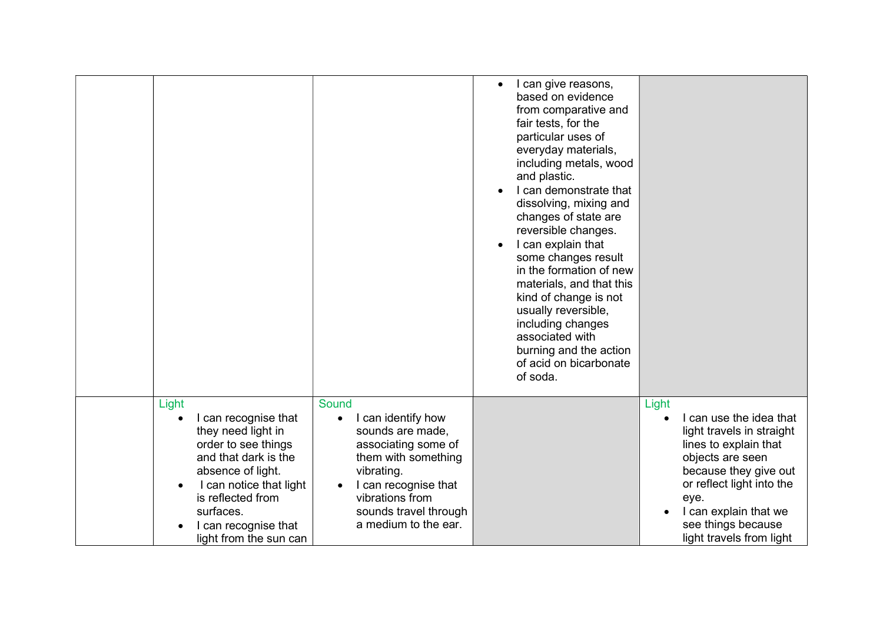| | | | | |
|---|---|---|---|---|
| | | | • I can give reasons, based on evidence from comparative and fair tests, for the particular uses of everyday materials, including metals, wood and plastic.<br>• I can demonstrate that dissolving, mixing and changes of state are reversible changes.<br>• I can explain that some changes result in the formation of new materials, and that this kind of change is not usually reversible, including changes associated with burning and the action of acid on bicarbonate of soda. | |
| | Light<br>• I can recognise that they need light in order to see things and that dark is the absence of light.<br>• I can notice that light is reflected from surfaces.<br>• I can recognise that light from the sun can | Sound<br>• I can identify how sounds are made, associating some of them with something vibrating.<br>• I can recognise that vibrations from sounds travel through a medium to the ear. | | Light<br>• I can use the idea that light travels in straight lines to explain that objects are seen because they give out or reflect light into the eye.<br>• I can explain that we see things because light travels from light |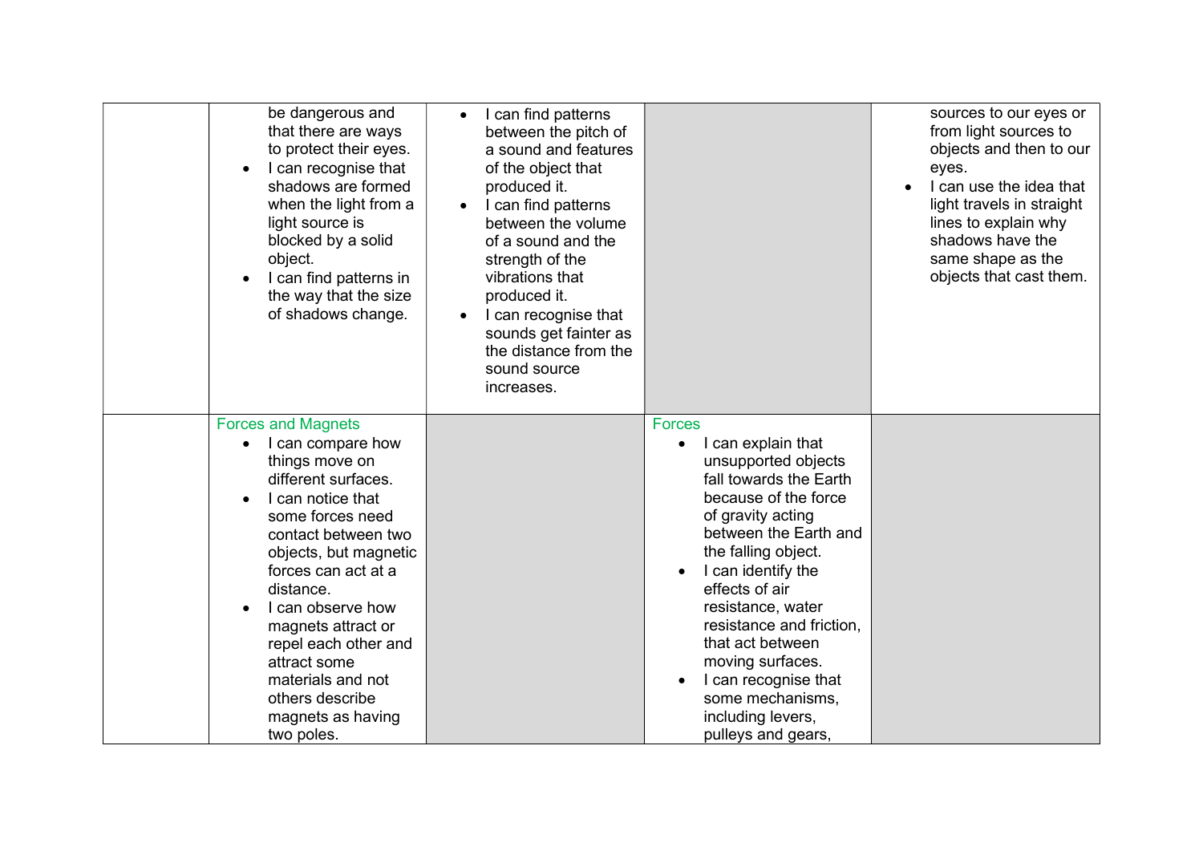| | | | | |
|---|---|---|---|---|
| | be dangerous and that there are ways to protect their eyes.<br>• I can recognise that shadows are formed when the light from a light source is blocked by a solid object.<br>• I can find patterns in the way that the size of shadows change. | • I can find patterns between the pitch of a sound and features of the object that produced it.<br>• I can find patterns between the volume of a sound and the strength of the vibrations that produced it.<br>• I can recognise that sounds get fainter as the distance from the sound source increases. | | sources to our eyes or from light sources to objects and then to our eyes.<br>• I can use the idea that light travels in straight lines to explain why shadows have the same shape as the objects that cast them. |
| | Forces and Magnets<br>• I can compare how things move on different surfaces.<br>• I can notice that some forces need contact between two objects, but magnetic forces can act at a distance.<br>• I can observe how magnets attract or repel each other and attract some materials and not others describe magnets as having two poles. | | Forces<br>• I can explain that unsupported objects fall towards the Earth because of the force of gravity acting between the Earth and the falling object.<br>• I can identify the effects of air resistance, water resistance and friction, that act between moving surfaces.<br>• I can recognise that some mechanisms, including levers, pulleys and gears, | |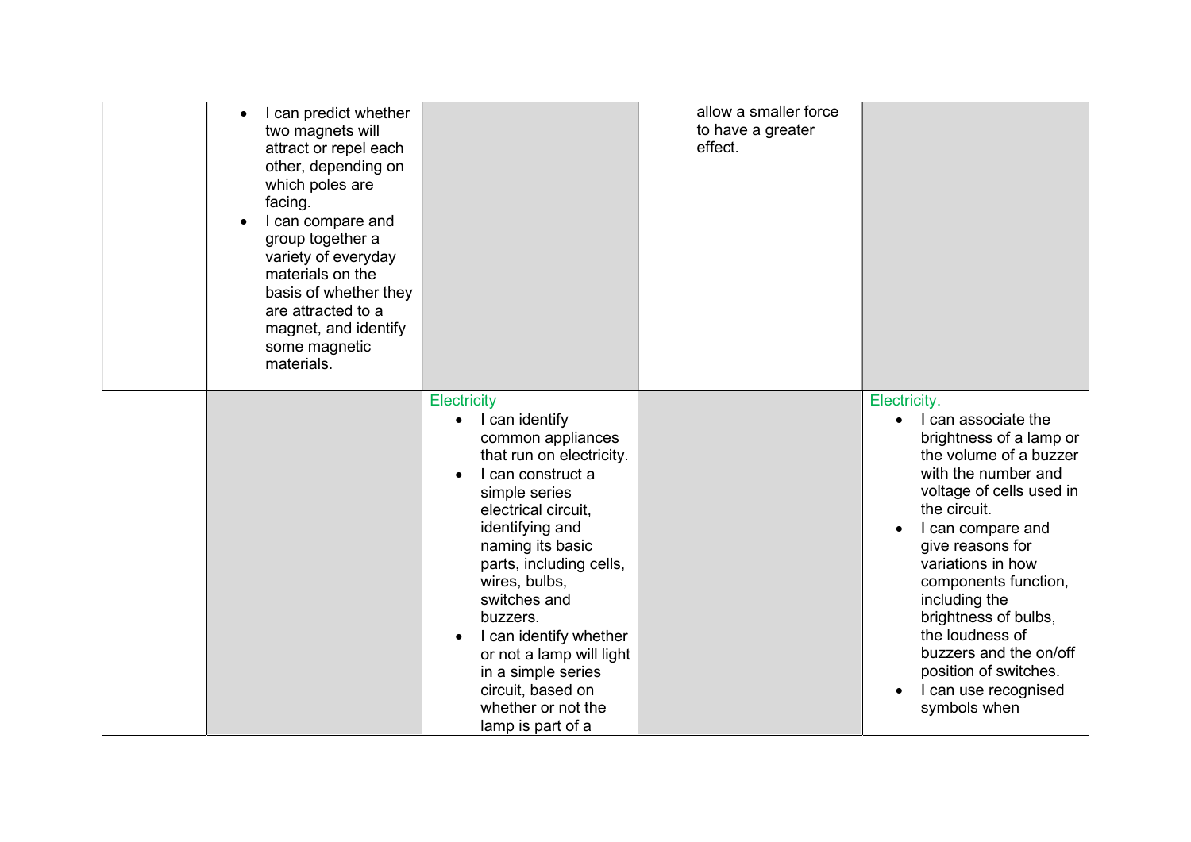| | | | | |
|---|---|---|---|---|
| | • I can predict whether two magnets will attract or repel each other, depending on which poles are facing.<br>• I can compare and group together a variety of everyday materials on the basis of whether they are attracted to a magnet, and identify some magnetic materials. | | allow a smaller force to have a greater effect. | |
| | | Electricity<br>• I can identify common appliances that run on electricity.<br>• I can construct a simple series electrical circuit, identifying and naming its basic parts, including cells, wires, bulbs, switches and buzzers.<br>• I can identify whether or not a lamp will light in a simple series circuit, based on whether or not the lamp is part of a | | Electricity.<br>• I can associate the brightness of a lamp or the volume of a buzzer with the number and voltage of cells used in the circuit.<br>• I can compare and give reasons for variations in how components function, including the brightness of bulbs, the loudness of buzzers and the on/off position of switches.<br>• I can use recognised symbols when |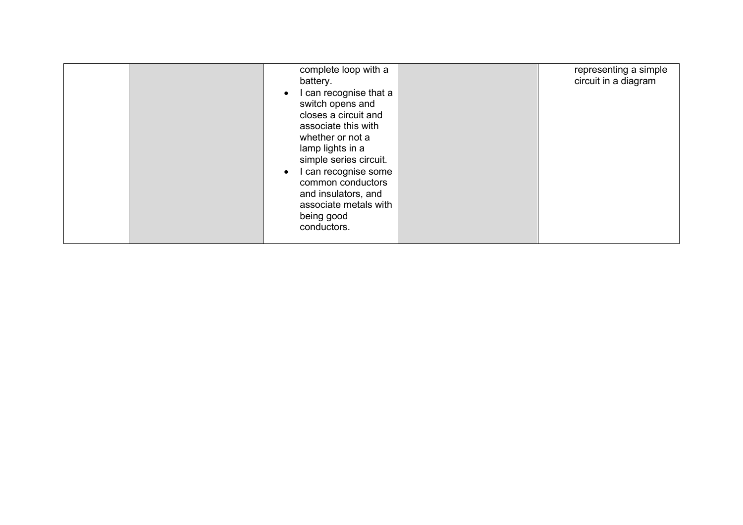| | | | | |
|---|---|---|---|---|
| | | complete loop with a battery.<br>• I can recognise that a switch opens and closes a circuit and associate this with whether or not a lamp lights in a simple series circuit.<br>• I can recognise some common conductors and insulators, and associate metals with being good conductors. | | representing a simple circuit in a diagram |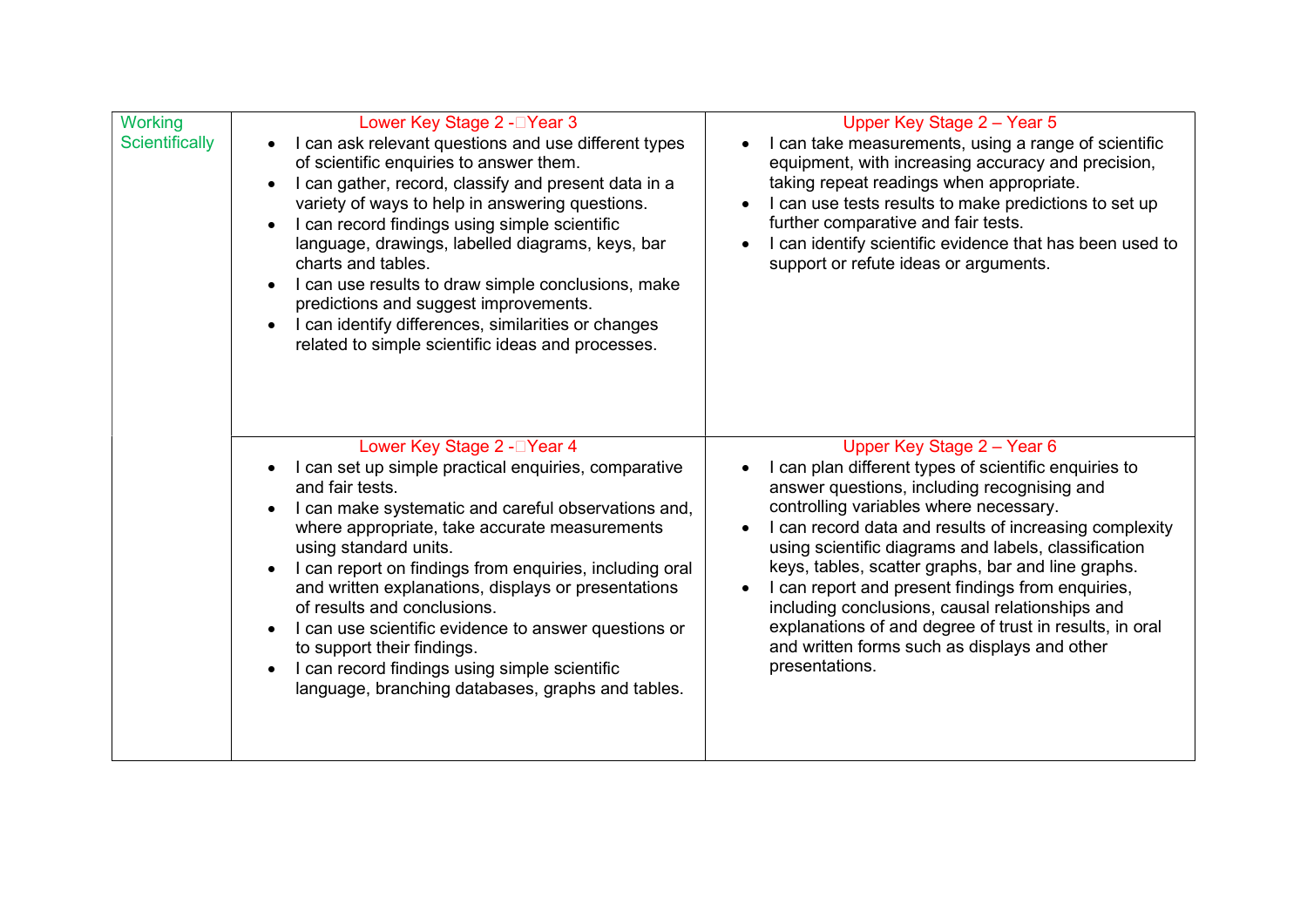| | | |
|---|---|---|
| Working Scientifically | Lower Key Stage 2 - Year 3<br>• I can ask relevant questions and use different types of scientific enquiries to answer them.<br>• I can gather, record, classify and present data in a variety of ways to help in answering questions.<br>• I can record findings using simple scientific language, drawings, labelled diagrams, keys, bar charts and tables.<br>• I can use results to draw simple conclusions, make predictions and suggest improvements.<br>• I can identify differences, similarities or changes related to simple scientific ideas and processes. | Upper Key Stage 2 – Year 5<br>• I can take measurements, using a range of scientific equipment, with increasing accuracy and precision, taking repeat readings when appropriate.<br>• I can use tests results to make predictions to set up further comparative and fair tests.<br>• I can identify scientific evidence that has been used to support or refute ideas or arguments. |
| | Lower Key Stage 2 - Year 4<br>• I can set up simple practical enquiries, comparative and fair tests.<br>• I can make systematic and careful observations and, where appropriate, take accurate measurements using standard units.<br>• I can report on findings from enquiries, including oral and written explanations, displays or presentations of results and conclusions.<br>• I can use scientific evidence to answer questions or to support their findings.<br>• I can record findings using simple scientific language, branching databases, graphs and tables. | Upper Key Stage 2 – Year 6<br>• I can plan different types of scientific enquiries to answer questions, including recognising and controlling variables where necessary.<br>• I can record data and results of increasing complexity using scientific diagrams and labels, classification keys, tables, scatter graphs, bar and line graphs.<br>• I can report and present findings from enquiries, including conclusions, causal relationships and explanations of and degree of trust in results, in oral and written forms such as displays and other presentations. |